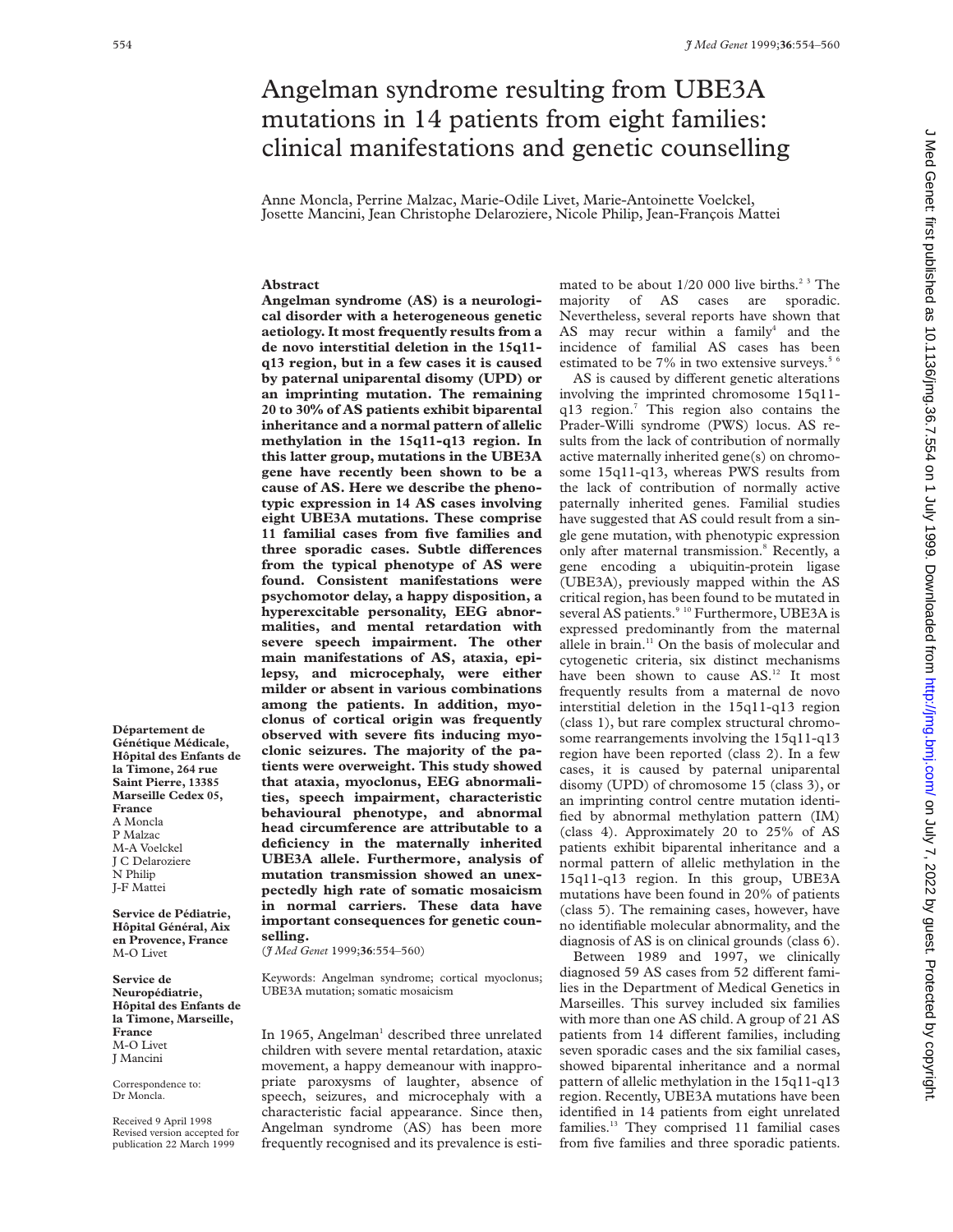# Angelman syndrome resulting from UBE3A mutations in 14 patients from eight families: clinical manifestations and genetic counselling

Anne Moncla, Perrine Malzac, Marie-Odile Livet, Marie-Antoinette Voelckel, Josette Mancini, Jean Christophe Delaroziere, Nicole Philip, Jean-François Mattei

**Département de Génétique Médicale, Hôpital des Enfants de la Timone, 264 rue Saint Pierre, 13385 Marseille Cedex 05, France**
A Moncla
P Malzac
M-A Voelckel
J C Delaroziere
N Philip
J-F Mattei

**Service de Pédiatrie, Hôpital Général, Aix en Provence, France**
M-O Livet

**Service de Neuropédiatrie, Hôpital des Enfants de la Timone, Marseille, France**
M-O Livet
J Mancini

Correspondence to: Dr Moncla.

Received 9 April 1998
Revised version accepted for publication 22 March 1999

## Abstract

**Angelman syndrome (AS) is a neurological disorder with a heterogeneous genetic aetiology. It most frequently results from a de novo interstitial deletion in the 15q11-q13 region, but in a few cases it is caused by paternal uniparental disomy (UPD) or an imprinting mutation. The remaining 20 to 30% of AS patients exhibit biparental inheritance and a normal pattern of allelic methylation in the 15q11-q13 region. In this latter group, mutations in the UBE3A gene have recently been shown to be a cause of AS. Here we describe the phenotypic expression in 14 AS cases involving eight UBE3A mutations. These comprise 11 familial cases from five families and three sporadic cases. Subtle differences from the typical phenotype of AS were found. Consistent manifestations were psychomotor delay, a happy disposition, a hyperexcitable personality, EEG abnormalities, and mental retardation with severe speech impairment. The other main manifestations of AS, ataxia, epilepsy, and microcephaly, were either milder or absent in various combinations among the patients. In addition, myoclonus of cortical origin was frequently observed with severe fits inducing myoclonic seizures. The majority of the patients were overweight. This study showed that ataxia, myoclonus, EEG abnormalities, speech impairment, characteristic behavioural phenotype, and abnormal head circumference are attributable to a deficiency in the maternally inherited UBE3A allele. Furthermore, analysis of mutation transmission showed an unexpectedly high rate of somatic mosaicism in normal carriers. These data have important consequences for genetic counselling.**

(*J Med Genet* 1999;**36**:554–560)

Keywords: Angelman syndrome; cortical myoclonus; UBE3A mutation; somatic mosaicism

In 1965, Angelman[1] described three unrelated children with severe mental retardation, ataxic movement, a happy demeanour with inappropriate paroxysms of laughter, absence of speech, seizures, and microcephaly with a characteristic facial appearance. Since then, Angelman syndrome (AS) has been more frequently recognised and its prevalence is estimated to be about 1/20 000 live births.[2 3] The majority of AS cases are sporadic. Nevertheless, several reports have shown that AS may recur within a family[4] and the incidence of familial AS cases has been estimated to be 7% in two extensive surveys.[5 6]

AS is caused by different genetic alterations involving the imprinted chromosome 15q11-q13 region.[7] This region also contains the Prader-Willi syndrome (PWS) locus. AS results from the lack of contribution of normally active maternally inherited gene(s) on chromosome 15q11-q13, whereas PWS results from the lack of contribution of normally active paternally inherited genes. Familial studies have suggested that AS could result from a single gene mutation, with phenotypic expression only after maternal transmission.[8] Recently, a gene encoding a ubiquitin-protein ligase (UBE3A), previously mapped within the AS critical region, has been found to be mutated in several AS patients.[9 10] Furthermore, UBE3A is expressed predominantly from the maternal allele in brain.[11] On the basis of molecular and cytogenetic criteria, six distinct mechanisms have been shown to cause AS.[12] It most frequently results from a maternal de novo interstitial deletion in the 15q11-q13 region (class 1), but rare complex structural chromosome rearrangements involving the 15q11-q13 region have been reported (class 2). In a few cases, it is caused by paternal uniparental disomy (UPD) of chromosome 15 (class 3), or an imprinting control centre mutation identified by abnormal methylation pattern (IM) (class 4). Approximately 20 to 25% of AS patients exhibit biparental inheritance and a normal pattern of allelic methylation in the 15q11-q13 region. In this group, UBE3A mutations have been found in 20% of patients (class 5). The remaining cases, however, have no identifiable molecular abnormality, and the diagnosis of AS is on clinical grounds (class 6).

Between 1989 and 1997, we clinically diagnosed 59 AS cases from 52 different families in the Department of Medical Genetics in Marseilles. This survey included six families with more than one AS child. A group of 21 AS patients from 14 different families, including seven sporadic cases and the six familial cases, showed biparental inheritance and a normal pattern of allelic methylation in the 15q11-q13 region. Recently, UBE3A mutations have been identified in 14 patients from eight unrelated families.[13] They comprised 11 familial cases from five families and three sporadic patients.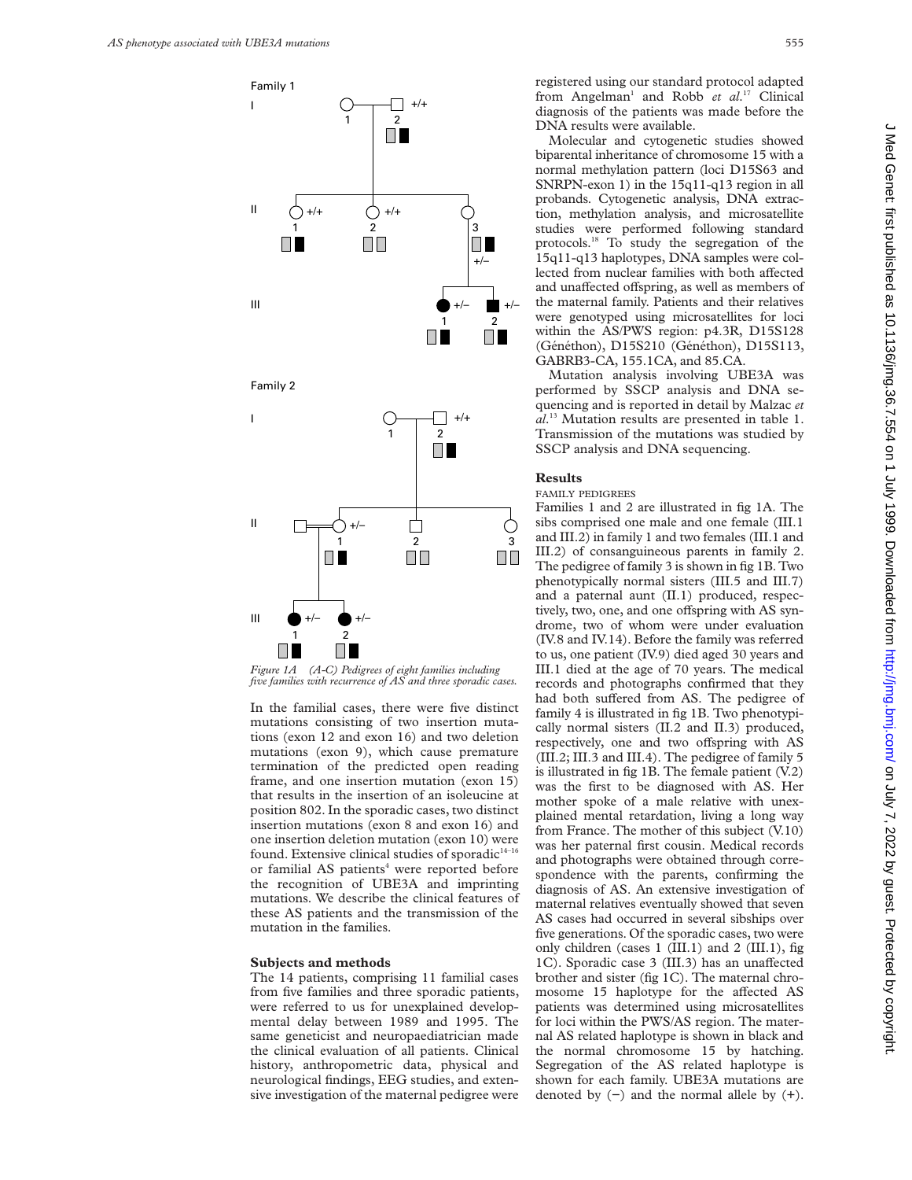Figure 1A (A-C) Pedigrees of eight families including five families with recurrence of AS and three sporadic cases.

In the familial cases, there were five distinct mutations consisting of two insertion mutations (exon 12 and exon 16) and two deletion mutations (exon 9), which cause premature termination of the predicted open reading frame, and one insertion mutation (exon 15) that results in the insertion of an isoleucine at position 802. In the sporadic cases, two distinct insertion mutations (exon 8 and exon 16) and one insertion deletion mutation (exon 10) were found. Extensive clinical studies of sporadic[14–16] or familial AS patients[4] were reported before the recognition of UBE3A and imprinting mutations. We describe the clinical features of these AS patients and the transmission of the mutation in the families.

## Subjects and methods

The 14 patients, comprising 11 familial cases from five families and three sporadic patients, were referred to us for unexplained developmental delay between 1989 and 1995. The same geneticist and neuropaediatrician made the clinical evaluation of all patients. Clinical history, anthropometric data, physical and neurological findings, EEG studies, and extensive investigation of the maternal pedigree were registered using our standard protocol adapted from Angelman[1] and Robb *et al*.[17] Clinical diagnosis of the patients was made before the DNA results were available.

Molecular and cytogenetic studies showed biparental inheritance of chromosome 15 with a normal methylation pattern (loci D15S63 and SNRPN-exon 1) in the 15q11-q13 region in all probands. Cytogenetic analysis, DNA extraction, methylation analysis, and microsatellite studies were performed following standard protocols.[18] To study the segregation of the 15q11-q13 haplotypes, DNA samples were collected from nuclear families with both affected and unaffected offspring, as well as members of the maternal family. Patients and their relatives were genotyped using microsatellites for loci within the AS/PWS region: p4.3R, D15S128 (Généthon), D15S210 (Généthon), D15S113, GABRB3-CA, 155.1CA, and 85.CA.

Mutation analysis involving UBE3A was performed by SSCP analysis and DNA sequencing and is reported in detail by Malzac *et al*.[13] Mutation results are presented in table 1. Transmission of the mutations was studied by SSCP analysis and DNA sequencing.

## Results

### FAMILY PEDIGREES

Families 1 and 2 are illustrated in fig 1A. The sibs comprised one male and one female (III.1 and III.2) in family 1 and two females (III.1 and III.2) of consanguineous parents in family 2. The pedigree of family 3 is shown in fig 1B. Two phenotypically normal sisters (III.5 and III.7) and a paternal aunt (II.1) produced, respectively, two, one, and one offspring with AS syndrome, two of whom were under evaluation (IV.8 and IV.14). Before the family was referred to us, one patient (IV.9) died aged 30 years and III.1 died at the age of 70 years. The medical records and photographs confirmed that they had both suffered from AS. The pedigree of family 4 is illustrated in fig 1B. Two phenotypically normal sisters (II.2 and II.3) produced, respectively, one and two offspring with AS (III.2; III.3 and III.4). The pedigree of family 5 is illustrated in fig 1B. The female patient (V.2) was the first to be diagnosed with AS. Her mother spoke of a male relative with unexplained mental retardation, living a long way from France. The mother of this subject (V.10) was her paternal first cousin. Medical records and photographs were obtained through correspondence with the parents, confirming the diagnosis of AS. An extensive investigation of maternal relatives eventually showed that seven AS cases had occurred in several sibships over five generations. Of the sporadic cases, two were only children (cases 1 (III.1) and 2 (III.1), fig 1C). Sporadic case 3 (III.3) has an unaffected brother and sister (fig 1C). The maternal chromosome 15 haplotype for the affected AS patients was determined using microsatellites for loci within the PWS/AS region. The maternal AS related haplotype is shown in black and the normal chromosome 15 by hatching. Segregation of the AS related haplotype is shown for each family. UBE3A mutations are denoted by (−) and the normal allele by (+).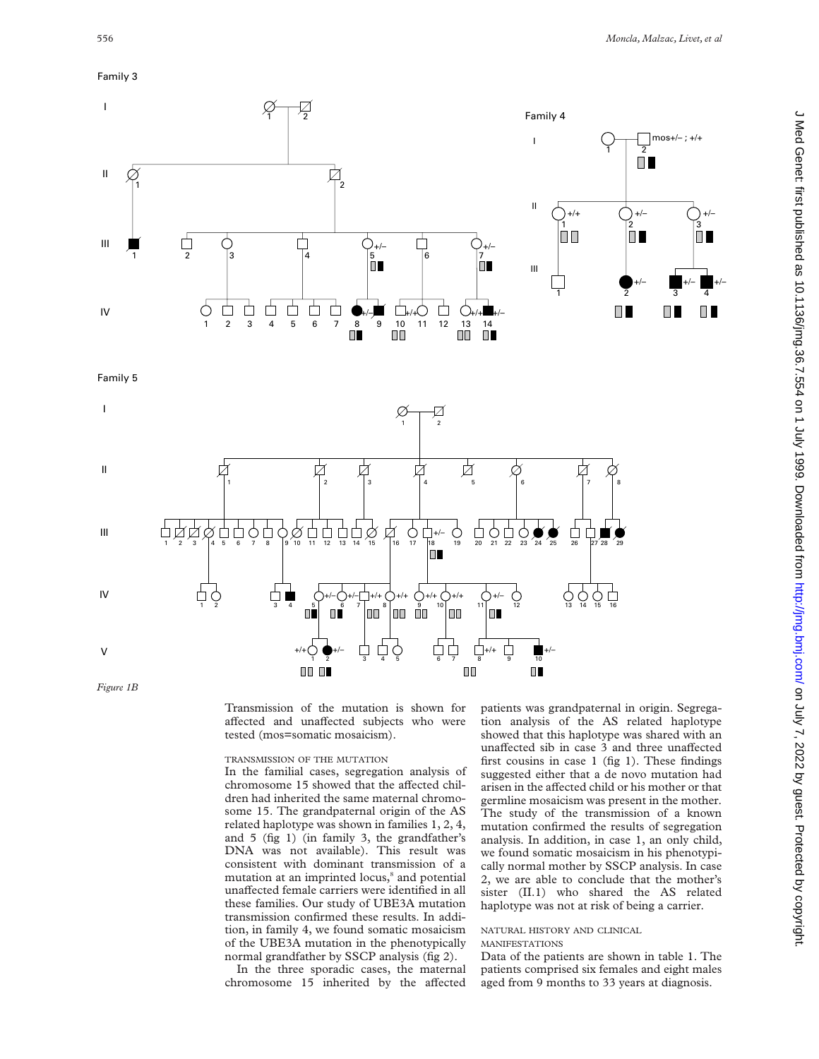Family 3

Family 4

Family 5

*Figure 1B*

Transmission of the mutation is shown for affected and unaffected subjects who were tested (mos=somatic mosaicism).

TRANSMISSION OF THE MUTATION

In the familial cases, segregation analysis of chromosome 15 showed that the affected children had inherited the same maternal chromosome 15. The grandpaternal origin of the AS related haplotype was shown in families 1, 2, 4, and 5 (fig 1) (in family 3, the grandfather's DNA was not available). This result was consistent with dominant transmission of a mutation at an imprinted locus,[8] and potential unaffected female carriers were identified in all these families. Our study of UBE3A mutation transmission confirmed these results. In addition, in family 4, we found somatic mosaicism of the UBE3A mutation in the phenotypically normal grandfather by SSCP analysis (fig 2).

In the three sporadic cases, the maternal chromosome 15 inherited by the affected patients was grandpaternal in origin. Segregation analysis of the AS related haplotype showed that this haplotype was shared with an unaffected sib in case 3 and three unaffected first cousins in case 1 (fig 1). These findings suggested either that a de novo mutation had arisen in the affected child or his mother or that germline mosaicism was present in the mother. The study of the transmission of a known mutation confirmed the results of segregation analysis. In addition, in case 1, an only child, we found somatic mosaicism in his phenotypically normal mother by SSCP analysis. In case 2, we are able to conclude that the mother's sister (II.1) who shared the AS related haplotype was not at risk of being a carrier.

NATURAL HISTORY AND CLINICAL MANIFESTATIONS

Data of the patients are shown in table 1. The patients comprised six females and eight males aged from 9 months to 33 years at diagnosis.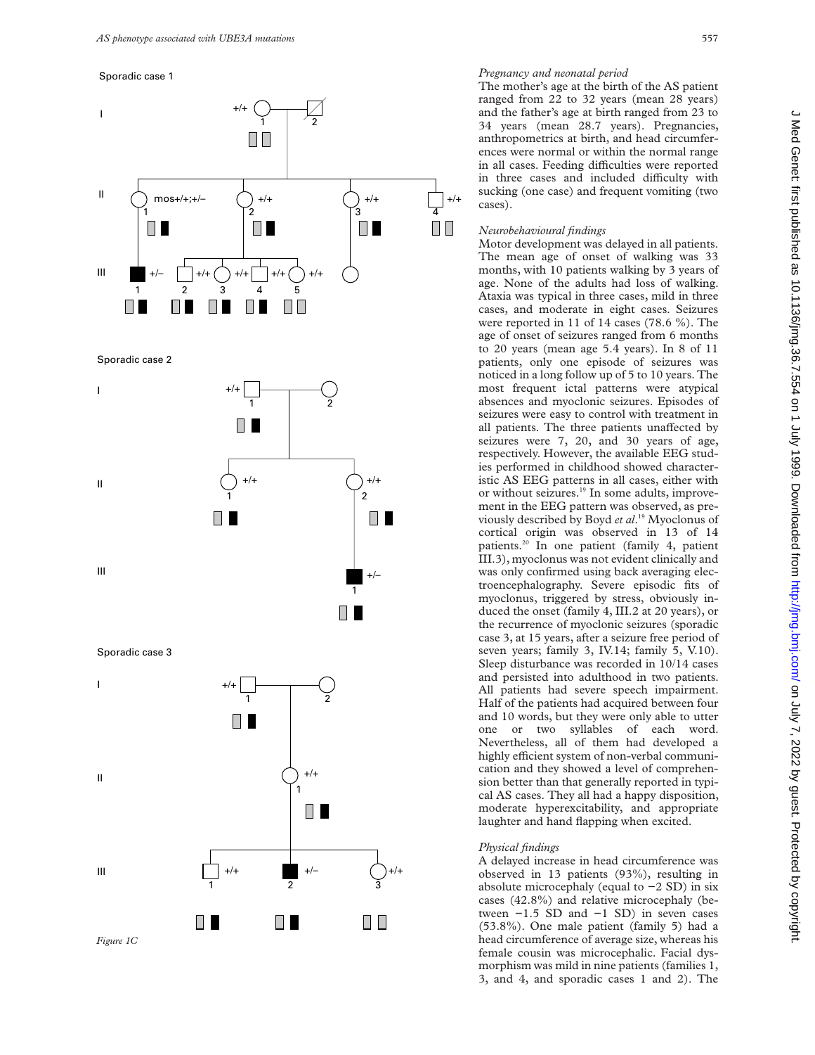Figure 1C

*Pregnancy and neonatal period*

The mother's age at the birth of the AS patient ranged from 22 to 32 years (mean 28 years) and the father's age at birth ranged from 23 to 34 years (mean 28.7 years). Pregnancies, anthropometrics at birth, and head circumferences were normal or within the normal range in all cases. Feeding difficulties were reported in three cases and included difficulty with sucking (one case) and frequent vomiting (two cases).

*Neurobehavioural findings*

Motor development was delayed in all patients. The mean age of onset of walking was 33 months, with 10 patients walking by 3 years of age. None of the adults had loss of walking. Ataxia was typical in three cases, mild in three cases, and moderate in eight cases. Seizures were reported in 11 of 14 cases (78.6 %). The age of onset of seizures ranged from 6 months to 20 years (mean age 5.4 years). In 8 of 11 patients, only one episode of seizures was noticed in a long follow up of 5 to 10 years. The most frequent ictal patterns were atypical absences and myoclonic seizures. Episodes of seizures were easy to control with treatment in all patients. The three patients unaffected by seizures were 7, 20, and 30 years of age, respectively. However, the available EEG studies performed in childhood showed characteristic AS EEG patterns in all cases, either with or without seizures.[19] In some adults, improvement in the EEG pattern was observed, as previously described by Boyd *et al*.[19] Myoclonus of cortical origin was observed in 13 of 14 patients.[20] In one patient (family 4, patient III.3), myoclonus was not evident clinically and was only confirmed using back averaging electroencephalography. Severe episodic fits of myoclonus, triggered by stress, obviously induced the onset (family 4, III.2 at 20 years), or the recurrence of myoclonic seizures (sporadic case 3, at 15 years, after a seizure free period of seven years; family 3, IV.14; family 5, V.10). Sleep disturbance was recorded in 10/14 cases and persisted into adulthood in two patients. All patients had severe speech impairment. Half of the patients had acquired between four and 10 words, but they were only able to utter one or two syllables of each word. Nevertheless, all of them had developed a highly efficient system of non-verbal communication and they showed a level of comprehension better than that generally reported in typical AS cases. They all had a happy disposition, moderate hyperexcitability, and appropriate laughter and hand flapping when excited.

*Physical findings*

A delayed increase in head circumference was observed in 13 patients (93%), resulting in absolute microcephaly (equal to −2 SD) in six cases (42.8%) and relative microcephaly (between −1.5 SD and −1 SD) in seven cases (53.8%). One male patient (family 5) had a head circumference of average size, whereas his female cousin was microcephalic. Facial dysmorphism was mild in nine patients (families 1, 3, and 4, and sporadic cases 1 and 2). The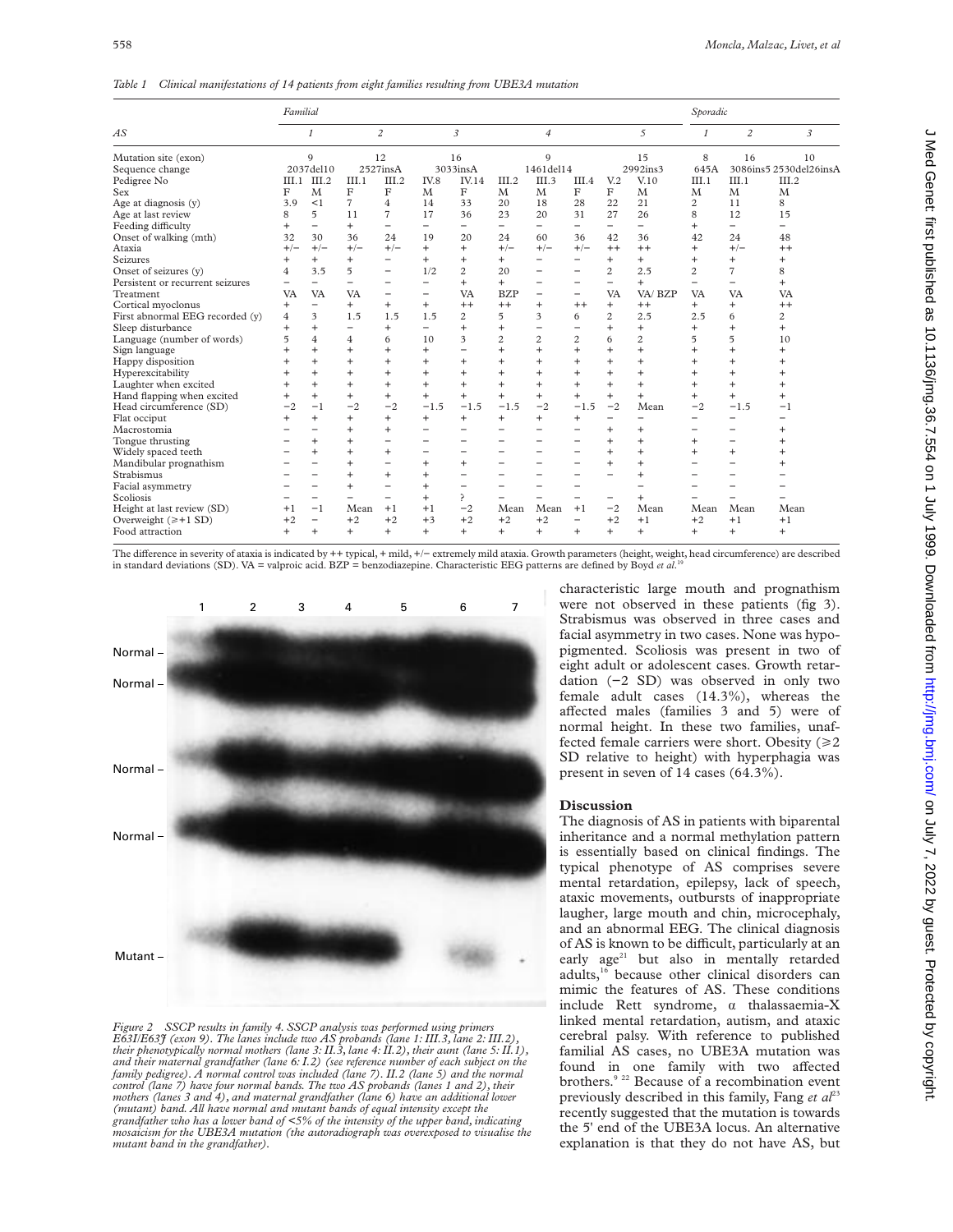*Table 1 Clinical manifestations of 14 patients from eight families resulting from UBE3A mutation*

| AS | Familial | | | | | | | | | | | Sporadic | | |
|---|---|---|---|---|---|---|---|---|---|---|---|---|---|---|
| | *1* | | *2* | | *3* | | *4* | | | *5* | | *1* | *2* | *3* |
| Mutation site (exon) | 9 | | 12 | | 16 | | 9 | | | 15 | | 8 | 16 | 10 |
| Sequence change | 2037del10 | | 2527insA | | 3033insA | | 1461del14 | | | 2992ins3 | | 645A | 3086ins5 | 2530del26insA |
| Pedigree No | III.1 | III.2 | III.1 | III.2 | IV.8 | IV.14 | III.2 | III.3 | III.4 | V.2 | V.10 | III.1 | III.1 | III.2 |
| Sex | F | M | F | F | M | F | M | M | F | F | M | M | M | M |
| Age at diagnosis (y) | 3.9 | <1 | 7 | 4 | 14 | 33 | 20 | 18 | 28 | 22 | 21 | 2 | 11 | 8 |
| Age at last review (y) | 8 | 5 | 11 | 7 | 17 | 36 | 23 | 20 | 31 | 27 | 26 | 8 | 12 | 15 |
| Feeding difficulty | + | − | + | − | − | − | − | − | − | − | − | + | − | − |
| Onset of walking (mth) | 32 | 30 | 36 | 24 | 19 | 20 | 24 | 60 | 36 | 42 | 36 | 42 | 24 | 48 |
| Ataxia | +/− | +/− | +/− | +/− | + | + | +/− | +/− | +/− | ++ | ++ | + | +/− | ++ |
| Seizures | + | + | + | − | + | + | + | − | − | + | + | + | + | + |
| Onset of seizures (y) | 4 | 3.5 | 5 | − | 1/2 | 2 | 20 | − | − | 2 | 2.5 | 2 | 7 | 8 |
| Persistent or recurrent seizures | − | − | − | − | − | + | + | − | − | − | + | − | − | + |
| Treatment | VA | VA | VA | − | − | VA | BZP | − | − | VA | VA/ BZP | VA | VA | VA |
| Cortical myoclonus | + | − | + | + | + | ++ | ++ | + | ++ | + | ++ | + | + | ++ |
| First abnormal EEG recorded (y) | 4 | 3 | 1.5 | 1.5 | 1.5 | 2 | 5 | 3 | 6 | 2 | 2.5 | 2.5 | 6 | 2 |
| Sleep disturbance | + | + | − | + | − | + | + | − | − | + | + | + | + | + |
| Language (number of words) | 5 | 4 | 4 | 6 | 10 | 3 | 2 | 2 | 2 | 6 | 2 | 5 | 5 | 10 |
| Sign language | + | + | + | + | + | − | + | + | + | + | + | + | + | + |
| Happy disposition | + | + | + | + | + | + | + | + | + | + | + | + | + | + |
| Hyperexcitability | + | + | + | + | + | + | + | + | + | + | + | + | + | + |
| Laughter when excited | + | + | + | + | + | + | + | + | + | + | + | + | + | + |
| Hand flapping when excited | + | + | + | + | + | + | + | + | + | + | + | + | + | + |
| Head circumference (SD) | −2 | −1 | −2 | −2 | −1.5 | −1.5 | −1.5 | −2 | −1.5 | −2 | Mean | −2 | −1.5 | −1 |
| Flat occiput | + | + | + | + | + | + | + | + | + | − | − | − | − | − |
| Macrostomia | − | − | + | + | − | − | − | − | − | + | + | − | − | + |
| Tongue thrusting | − | + | + | − | − | − | − | − | − | + | + | + | − | + |
| Widely spaced teeth | − | + | + | + | − | − | − | − | − | + | + | + | + | + |
| Mandibular prognathism | − | − | + | − | + | + | − | − | − | + | + | − | − | + |
| Strabismus | − | − | + | + | + | − | − | − | − | − | + | − | − | − |
| Facial asymmetry | − | − | + | − | + | − | − | − | − | − | − | − | − | − |
| Scoliosis | − | − | − | − | + | ? | − | − | − | − | + | − | − | − |
| Height at last review (SD) | +1 | −1 | Mean | +1 | +1 | −2 | Mean | Mean | +1 | −2 | Mean | Mean | Mean | Mean |
| Overweight (≥+1 SD) | +2 | − | +2 | +2 | +3 | +2 | +2 | +2 | − | +2 | +1 | +2 | +1 | +1 |
| Food attraction | + | + | + | + | + | + | + | + | + | + | + | + | + | + |

The difference in severity of ataxia is indicated by ++ typical, + mild, +/− extremely mild ataxia. Growth parameters (height, weight, head circumference) are described in standard deviations (SD). VA = valproic acid. BZP = benzodiazepine. Characteristic EEG patterns are defined by Boyd *et al*.[19]

*Figure 2 SSCP results in family 4. SSCP analysis was performed using primers E63I/E63J (exon 9). The lanes include two AS probands (lane 1: III.3, lane 2: III.2), their phenotypically normal mothers (lane 3: II.3, lane 4: II.2), their aunt (lane 5: II.1), and their maternal grandfather (lane 6: I.2) (see reference number of each subject on the family pedigree). A normal control was included (lane 7). II.2 (lane 5) and the normal control (lane 7) have four normal bands. The two AS probands (lanes 1 and 2), their mothers (lanes 3 and 4), and maternal grandfather (lane 6) have an additional lower (mutant) band. All have normal and mutant bands of equal intensity except the grandfather who has a lower band of <5% of the intensity of the upper band, indicating mosaicism for the UBE3A mutation (the autoradiograph was overexposed to visualise the mutant band in the grandfather).*

characteristic large mouth and prognathism were not observed in these patients (fig 3). Strabismus was observed in three cases and facial asymmetry in two cases. None was hypopigmented. Scoliosis was present in two of eight adult or adolescent cases. Growth retardation (−2 SD) was observed in only two female adult cases (14.3%), whereas the affected males (families 3 and 5) were of normal height. In these two families, unaffected female carriers were short. Obesity (≥2 SD relative to height) with hyperphagia was present in seven of 14 cases (64.3%).

## Discussion

The diagnosis of AS in patients with biparental inheritance and a normal methylation pattern is essentially based on clinical findings. The typical phenotype of AS comprises severe mental retardation, epilepsy, lack of speech, ataxic movements, outbursts of inappropriate laugher, large mouth and chin, microcephaly, and an abnormal EEG. The clinical diagnosis of AS is known to be difficult, particularly at an early age[21] but also in mentally retarded adults,[16] because other clinical disorders can mimic the features of AS. These conditions include Rett syndrome, α thalassaemia-X linked mental retardation, autism, and ataxic cerebral palsy. With reference to published familial AS cases, no UBE3A mutation was found in one family with two affected brothers.[9,22] Because of a recombination event previously described in this family, Fang *et al*[23] recently suggested that the mutation is towards the 5' end of the UBE3A locus. An alternative explanation is that they do not have AS, but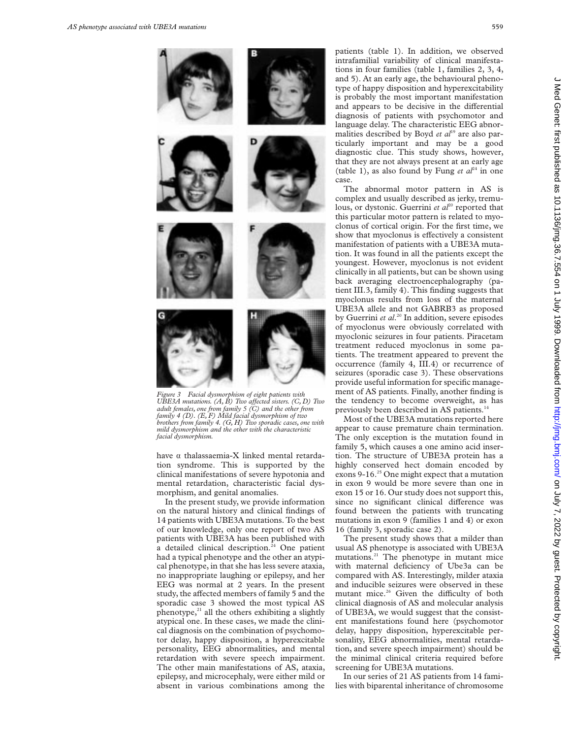*Figure 3 Facial dysmorphism of eight patients with UBE3A mutations. (A, B) Two affected sisters. (C, D) Two adult females, one from family 5 (C) and the other from family 4 (D). (E, F) Mild facial dysmorphism of two brothers from family 4. (G, H) Two sporadic cases, one with mild dysmorphism and the other with the characteristic facial dysmorphism.*

have α thalassaemia-X linked mental retardation syndrome. This is supported by the clinical manifestations of severe hypotonia and mental retardation, characteristic facial dysmorphism, and genital anomalies.

In the present study, we provide information on the natural history and clinical findings of 14 patients with UBE3A mutations. To the best of our knowledge, only one report of two AS patients with UBE3A has been published with a detailed clinical description.[24] One patient had a typical phenotype and the other an atypical phenotype, in that she has less severe ataxia, no inappropriate laughing or epilepsy, and her EEG was normal at 2 years. In the present study, the affected members of family 5 and the sporadic case 3 showed the most typical AS phenotype,[21] all the others exhibiting a slightly atypical one. In these cases, we made the clinical diagnosis on the combination of psychomotor delay, happy disposition, a hyperexcitable personality, EEG abnormalities, and mental retardation with severe speech impairment. The other main manifestations of AS, ataxia, epilepsy, and microcephaly, were either mild or absent in various combinations among the patients (table 1). In addition, we observed intrafamilial variability of clinical manifestations in four families (table 1, families 2, 3, 4, and 5). At an early age, the behavioural phenotype of happy disposition and hyperexcitability is probably the most important manifestation and appears to be decisive in the differential diagnosis of patients with psychomotor and language delay. The characteristic EEG abnormalities described by Boyd *et al*[19] are also particularly important and may be a good diagnostic clue. This study shows, however, that they are not always present at an early age (table 1), as also found by Fung *et al*[24] in one case.

The abnormal motor pattern in AS is complex and usually described as jerky, tremulous, or dystonic. Guerrini *et al*[20] reported that this particular motor pattern is related to myoclonus of cortical origin. For the first time, we show that myoclonus is effectively a consistent manifestation of patients with a UBE3A mutation. It was found in all the patients except the youngest. However, myoclonus is not evident clinically in all patients, but can be shown using back averaging electroencephalography (patient III.3, family 4). This finding suggests that myoclonus results from loss of the maternal UBE3A allele and not GABRB3 as proposed by Guerrini *et al*.[20] In addition, severe episodes of myoclonus were obviously correlated with myoclonic seizures in four patients. Piracetam treatment reduced myoclonus in some patients. The treatment appeared to prevent the occurrence (family 4, III.4) or recurrence of seizures (sporadic case 3). These observations provide useful information for specific management of AS patients. Finally, another finding is the tendency to become overweight, as has previously been described in AS patients.[14]

Most of the UBE3A mutations reported here appear to cause premature chain termination. The only exception is the mutation found in family 5, which causes a one amino acid insertion. The structure of UBE3A protein has a highly conserved hect domain encoded by exons 9-16.[25] One might expect that a mutation in exon 9 would be more severe than one in exon 15 or 16. Our study does not support this, since no significant clinical difference was found between the patients with truncating mutations in exon 9 (families 1 and 4) or exon 16 (family 3, sporadic case 2).

The present study shows that a milder than usual AS phenotype is associated with UBE3A mutations.[21] The phenotype in mutant mice with maternal deficiency of Ube3a can be compared with AS. Interestingly, milder ataxia and inducible seizures were observed in these mutant mice.[26] Given the difficulty of both clinical diagnosis of AS and molecular analysis of UBE3A, we would suggest that the consistent manifestations found here (psychomotor delay, happy disposition, hyperexcitable personality, EEG abnormalities, mental retardation, and severe speech impairment) should be the minimal clinical criteria required before screening for UBE3A mutations.

In our series of 21 AS patients from 14 families with biparental inheritance of chromosome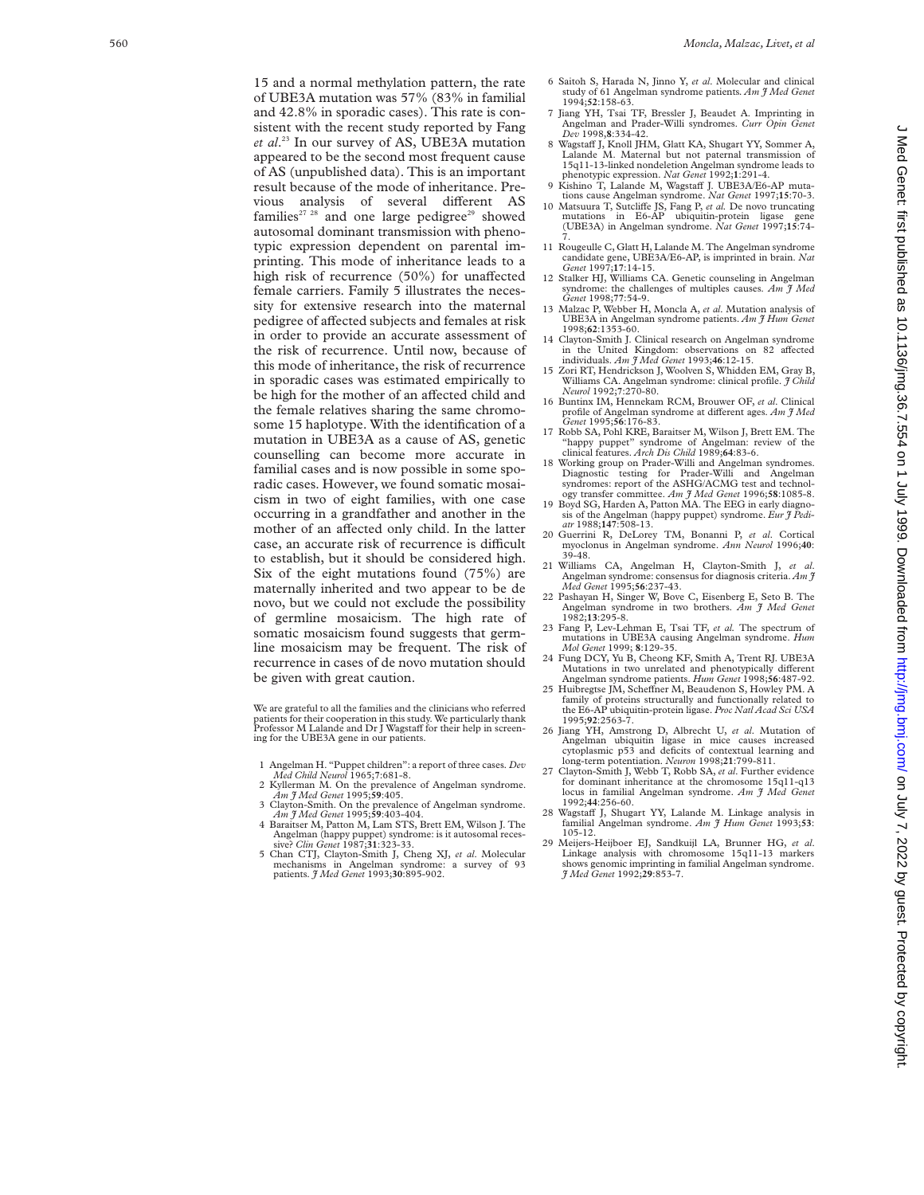15 and a normal methylation pattern, the rate of UBE3A mutation was 57% (83% in familial and 42.8% in sporadic cases). This rate is consistent with the recent study reported by Fang *et al*.[23] In our survey of AS, UBE3A mutation appeared to be the second most frequent cause of AS (unpublished data). This is an important result because of the mode of inheritance. Previous analysis of several different AS families[27 28] and one large pedigree[29] showed autosomal dominant transmission with phenotypic expression dependent on parental imprinting. This mode of inheritance leads to a high risk of recurrence (50%) for unaffected female carriers. Family 5 illustrates the necessity for extensive research into the maternal pedigree of affected subjects and females at risk in order to provide an accurate assessment of the risk of recurrence. Until now, because of this mode of inheritance, the risk of recurrence in sporadic cases was estimated empirically to be high for the mother of an affected child and the female relatives sharing the same chromosome 15 haplotype. With the identification of a mutation in UBE3A as a cause of AS, genetic counselling can become more accurate in familial cases and is now possible in some sporadic cases. However, we found somatic mosaicism in two of eight families, with one case occurring in a grandfather and another in the mother of an affected only child. In the latter case, an accurate risk of recurrence is difficult to establish, but it should be considered high. Six of the eight mutations found (75%) are maternally inherited and two appear to be de novo, but we could not exclude the possibility of germline mosaicism. The high rate of somatic mosaicism found suggests that germline mosaicism may be frequent. The risk of recurrence in cases of de novo mutation should be given with great caution.

We are grateful to all the families and the clinicians who referred patients for their cooperation in this study. We particularly thank Professor M Lalande and Dr J Wagstaff for their help in screening for the UBE3A gene in our patients.

1 Angelman H. "Puppet children": a report of three cases. *Dev Med Child Neurol* 1965;**7**:681-8.
2 Kyllerman M. On the prevalence of Angelman syndrome. *Am J Med Genet* 1995;**59**:405.
3 Clayton-Smith. On the prevalence of Angelman syndrome. *Am J Med Genet* 1995;**59**:403-404.
4 Baraitser M, Patton M, Lam STS, Brett EM, Wilson J. The Angelman (happy puppet) syndrome: is it autosomal recessive? *Clin Genet* 1987;**31**:323-33.
5 Chan CTJ, Clayton-Smith J, Cheng XJ, *et al*. Molecular mechanisms in Angelman syndrome: a survey of 93 patients. *J Med Genet* 1993;**30**:895-902.
6 Saitoh S, Harada N, Jinno Y, *et al*. Molecular and clinical study of 61 Angelman syndrome patients. *Am J Med Genet* 1994;**52**:158-63.
7 Jiang YH, Tsai TF, Bressler J, Beaudet A. Imprinting in Angelman and Prader-Willi syndromes. *Curr Opin Genet Dev* 1998,**8**:334-42.
8 Wagstaff J, Knoll JHM, Glatt KA, Shugart YY, Sommer A, Lalande M. Maternal but not paternal transmission of 15q11-13-linked nondeletion Angelman syndrome leads to phenotypic expression. *Nat Genet* 1992;**1**:291-4.
9 Kishino T, Lalande M, Wagstaff J. UBE3A/E6-AP mutations cause Angelman syndrome. *Nat Genet* 1997;**15**:70-3.
10 Matsuura T, Sutcliffe JS, Fang P, *et al.* De novo truncating mutations in E6-AP ubiquitin-protein ligase gene (UBE3A) in Angelman syndrome. *Nat Genet* 1997;**15**:74-7.
11 Rougeulle C, Glatt H, Lalande M. The Angelman syndrome candidate gene, UBE3A/E6-AP, is imprinted in brain. *Nat Genet* 1997;**17**:14-15.
12 Stalker HJ, Williams CA. Genetic counseling in Angelman syndrome: the challenges of multiples causes. *Am J Med Genet* 1998;**77**:54-9.
13 Malzac P, Webber H, Moncla A, *et al*. Mutation analysis of UBE3A in Angelman syndrome patients. *Am J Hum Genet* 1998;**62**:1353-60.
14 Clayton-Smith J. Clinical research on Angelman syndrome in the United Kingdom: observations on 82 affected individuals. *Am J Med Genet* 1993;**46**:12-15.
15 Zori RT, Hendrickson J, Woolven S, Whidden EM, Gray B, Williams CA. Angelman syndrome: clinical profile. *J Child Neurol* 1992;**7**:270-80.
16 Buntinx IM, Hennekam RCM, Brouwer OF, *et al*. Clinical profile of Angelman syndrome at different ages. *Am J Med Genet* 1995;**56**:176-83.
17 Robb SA, Pohl KRE, Baraitser M, Wilson J, Brett EM. The "happy puppet" syndrome of Angelman: review of the clinical features. *Arch Dis Child* 1989;**64**:83-6.
18 Working group on Prader-Willi and Angelman syndromes. Diagnostic testing for Prader-Willi and Angelman syndromes: report of the ASHG/ACMG test and technology transfer committee. *Am J Med Genet* 1996;**58**:1085-8.
19 Boyd SG, Harden A, Patton MA. The EEG in early diagnosis of the Angelman (happy puppet) syndrome. *Eur J Pediatr* 1988;**147**:508-13.
20 Guerrini R, DeLorey TM, Bonanni P, *et al*. Cortical myoclonus in Angelman syndrome. *Ann Neurol* 1996;**40**:39-48.
21 Williams CA, Angelman H, Clayton-Smith J, *et al*. Angelman syndrome: consensus for diagnosis criteria. *Am J Med Genet* 1995;**56**:237-43.
22 Pashayan H, Singer W, Bove C, Eisenberg E, Seto B. The Angelman syndrome in two brothers. *Am J Med Genet* 1982;**13**:295-8.
23 Fang P, Lev-Lehman E, Tsai TF, *et al.* The spectrum of mutations in UBE3A causing Angelman syndrome. *Hum Mol Genet* 1999; **8**:129-35.
24 Fung DCY, Yu B, Cheong KF, Smith A, Trent RJ. UBE3A Mutations in two unrelated and phenotypically different Angelman syndrome patients. *Hum Genet* 1998;**56**:487-92.
25 Huibregtse JM, Scheffner M, Beaudenon S, Howley PM. A family of proteins structurally and functionally related to the E6-AP ubiquitin-protein ligase. *Proc Natl Acad Sci USA* 1995;**92**:2563-7.
26 Jiang YH, Amstrong D, Albrecht U, *et al*. Mutation of Angelman ubiquitin ligase in mice causes increased cytoplasmic p53 and deficits of contextual learning and long-term potentiation. *Neuron* 1998;**21**:799-811.
27 Clayton-Smith J, Webb T, Robb SA, *et al*. Further evidence for dominant inheritance at the chromosome 15q11-q13 locus in familial Angelman syndrome. *Am J Med Genet* 1992;**44**:256-60.
28 Wagstaff J, Shugart YY, Lalande M. Linkage analysis in familial Angelman syndrome. *Am J Hum Genet* 1993;**53**:105-12.
29 Meijers-Heijboer EJ, Sandkuijl LA, Brunner HG, *et al*. Linkage analysis with chromosome 15q11-13 markers shows genomic imprinting in familial Angelman syndrome. *J Med Genet* 1992;**29**:853-7.